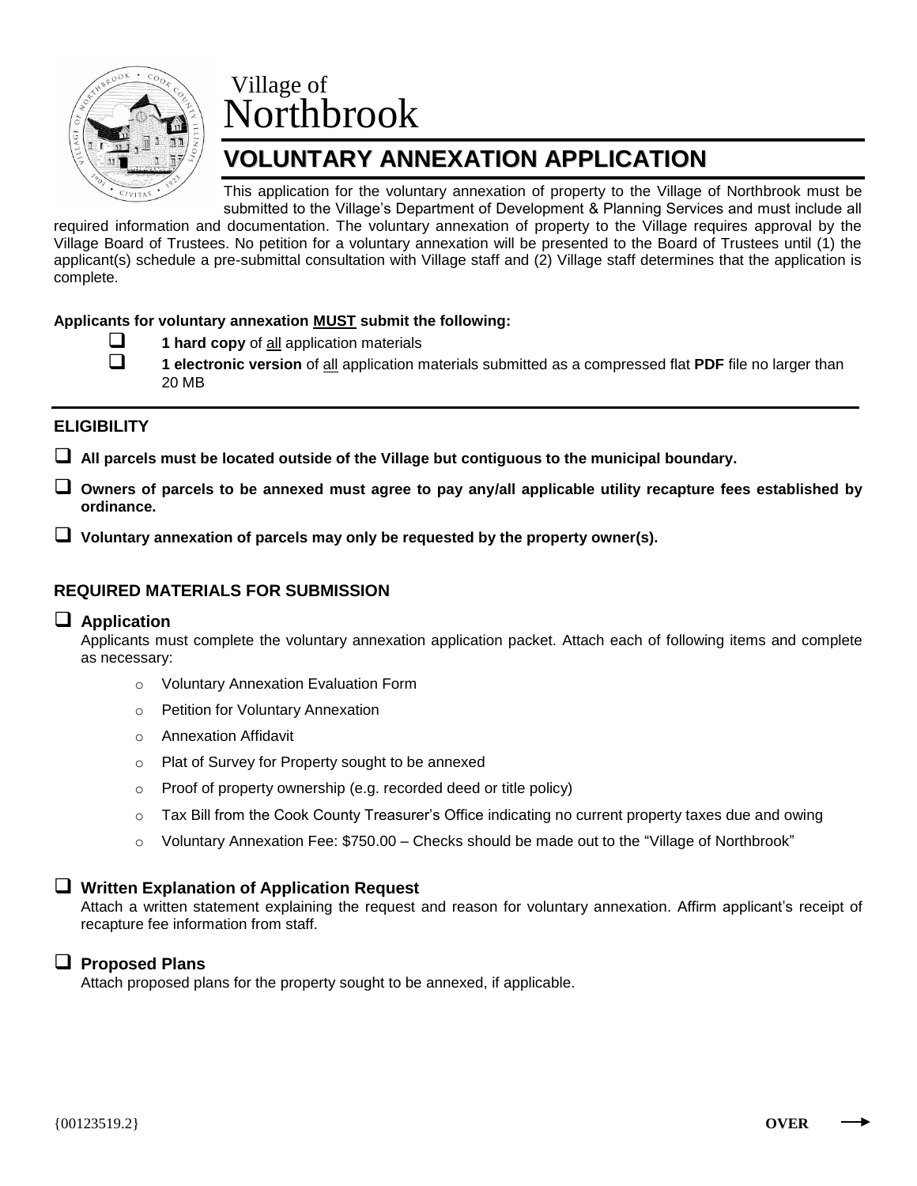Village of
Northbrook

# VOLUNTARY ANNEXATION APPLICATION

This application for the voluntary annexation of property to the Village of Northbrook must be submitted to the Village's Department of Development & Planning Services and must include all required information and documentation. The voluntary annexation of property to the Village requires approval by the Village Board of Trustees. No petition for a voluntary annexation will be presented to the Board of Trustees until (1) the applicant(s) schedule a pre-submittal consultation with Village staff and (2) Village staff determines that the application is complete.

**Applicants for voluntary annexation MUST submit the following:**

- ❑ **1 hard copy** of all application materials
- ❑ **1 electronic version** of all application materials submitted as a compressed flat **PDF** file no larger than 20 MB

## ELIGIBILITY

- ❑ **All parcels must be located outside of the Village but contiguous to the municipal boundary.**
- ❑ **Owners of parcels to be annexed must agree to pay any/all applicable utility recapture fees established by ordinance.**
- ❑ **Voluntary annexation of parcels may only be requested by the property owner(s).**

## REQUIRED MATERIALS FOR SUBMISSION

### ❑ Application

Applicants must complete the voluntary annexation application packet. Attach each of following items and complete as necessary:

- Voluntary Annexation Evaluation Form
- Petition for Voluntary Annexation
- Annexation Affidavit
- Plat of Survey for Property sought to be annexed
- Proof of property ownership (e.g. recorded deed or title policy)
- Tax Bill from the Cook County Treasurer's Office indicating no current property taxes due and owing
- Voluntary Annexation Fee: $750.00 – Checks should be made out to the "Village of Northbrook"

### ❑ Written Explanation of Application Request

Attach a written statement explaining the request and reason for voluntary annexation. Affirm applicant's receipt of recapture fee information from staff.

### ❑ Proposed Plans

Attach proposed plans for the property sought to be annexed, if applicable.

{00123519.2} **OVER** →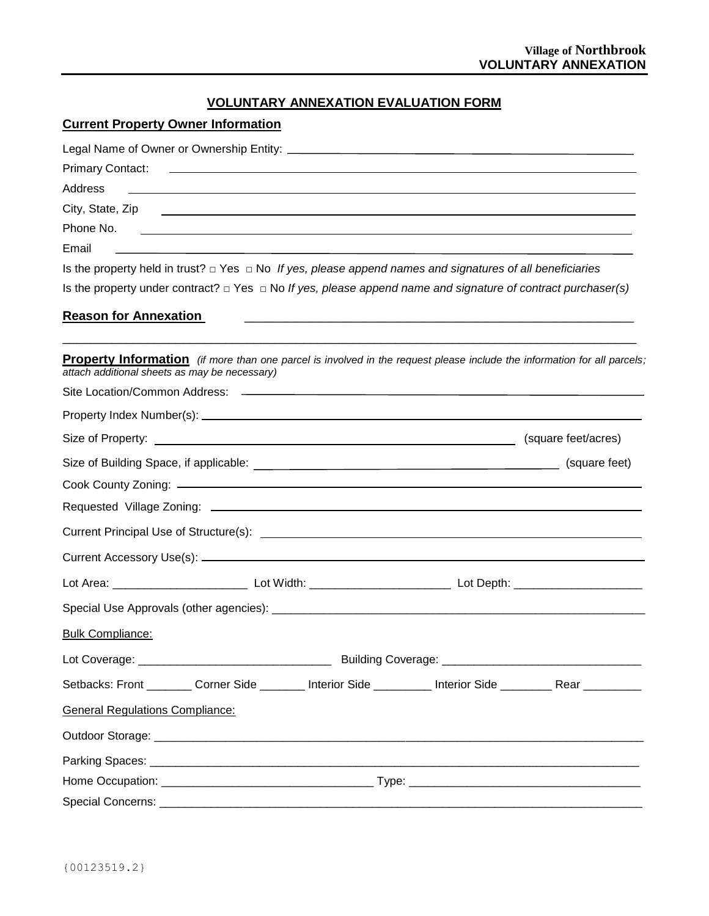Village of **Northbrook**
**VOLUNTARY ANNEXATION**

## VOLUNTARY ANNEXATION EVALUATION FORM

### Current Property Owner Information

Legal Name of Owner or Ownership Entity: ____________________

Primary Contact: ____________________

Address ____________________

City, State, Zip ____________________

Phone No. ____________________

Email ____________________

Is the property held in trust? □ Yes □ No *If yes, please append names and signatures of all beneficiaries*

Is the property under contract? □ Yes □ No *If yes, please append name and signature of contract purchaser(s)*

### Reason for Annexation

____________________

____________________

### Property Information *(if more than one parcel is involved in the request please include the information for all parcels; attach additional sheets as may be necessary)*

Site Location/Common Address: ____________________

Property Index Number(s): ____________________

Size of Property: ____________________ (square feet/acres)

Size of Building Space, if applicable: ____________________ (square feet)

Cook County Zoning: ____________________

Requested Village Zoning: ____________________

Current Principal Use of Structure(s): ____________________

Current Accessory Use(s): ____________________

Lot Area: ____________________ Lot Width: ____________________ Lot Depth: ____________________

Special Use Approvals (other agencies): ____________________

Bulk Compliance:

Lot Coverage: ____________________ Building Coverage: ____________________

Setbacks: Front _______ Corner Side _______ Interior Side _________ Interior Side ________ Rear _________

General Regulations Compliance:

Outdoor Storage: ____________________

Parking Spaces: ____________________

Home Occupation: ____________________ Type: ____________________

Special Concerns: ____________________

{00123519.2}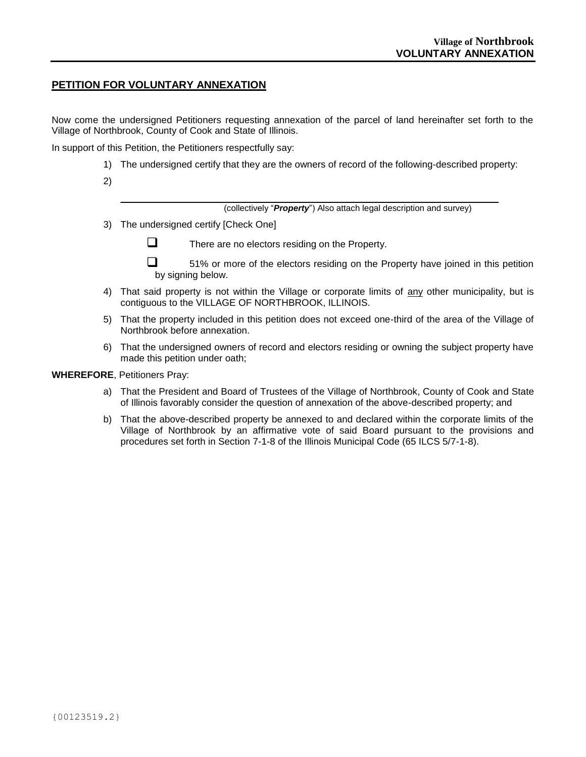## PETITION FOR VOLUNTARY ANNEXATION

Now come the undersigned Petitioners requesting annexation of the parcel of land hereinafter set forth to the Village of Northbrook, County of Cook and State of Illinois.

In support of this Petition, the Petitioners respectfully say:

1) The undersigned certify that they are the owners of record of the following-described property:

2)

______________________________________________________________

(collectively "***Property***") Also attach legal description and survey)

3) The undersigned certify [Check One]

   ☐ There are no electors residing on the Property.

   ☐ 51% or more of the electors residing on the Property have joined in this petition by signing below.

4) That said property is not within the Village or corporate limits of <u>any</u> other municipality, but is contiguous to the VILLAGE OF NORTHBROOK, ILLINOIS.

5) That the property included in this petition does not exceed one-third of the area of the Village of Northbrook before annexation.

6) That the undersigned owners of record and electors residing or owning the subject property have made this petition under oath;

**WHEREFORE**, Petitioners Pray:

a) That the President and Board of Trustees of the Village of Northbrook, County of Cook and State of Illinois favorably consider the question of annexation of the above-described property; and

b) That the above-described property be annexed to and declared within the corporate limits of the Village of Northbrook by an affirmative vote of said Board pursuant to the provisions and procedures set forth in Section 7-1-8 of the Illinois Municipal Code (65 ILCS 5/7-1-8).

{00123519.2}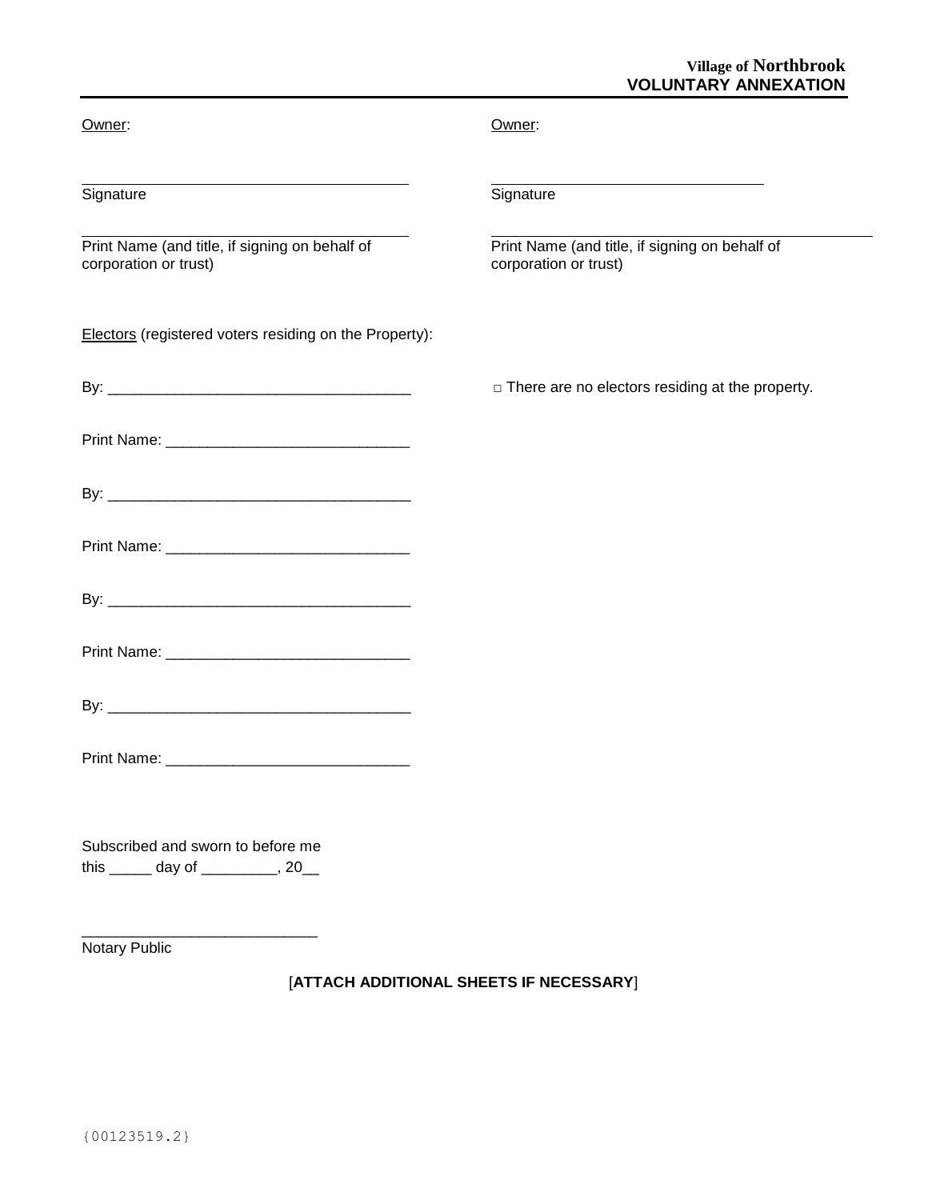Owner:

\_\_\_\_\_\_\_\_\_\_\_\_\_\_\_\_\_\_\_\_\_\_\_\_\_\_\_\_\_\_\_\_\_\_\_\_\_\_\_\_

Signature

\_\_\_\_\_\_\_\_\_\_\_\_\_\_\_\_\_\_\_\_\_\_\_\_\_\_\_\_\_\_\_\_\_\_\_\_\_\_\_\_

Print Name (and title, if signing on behalf of corporation or trust)

Owner:

\_\_\_\_\_\_\_\_\_\_\_\_\_\_\_\_\_\_\_\_\_\_\_\_\_\_\_\_\_\_\_\_\_\_\_\_\_\_\_\_

Signature

\_\_\_\_\_\_\_\_\_\_\_\_\_\_\_\_\_\_\_\_\_\_\_\_\_\_\_\_\_\_\_\_\_\_\_\_\_\_\_\_

Print Name (and title, if signing on behalf of corporation or trust)

Electors (registered voters residing on the Property):

By: ____________________________________

Print Name: ____________________________

By: ____________________________________

Print Name: ____________________________

By: ____________________________________

Print Name: ____________________________

By: ____________________________________

Print Name: ____________________________

□ There are no electors residing at the property.

Subscribed and sworn to before me
this _____ day of _________, 20__

___________________________

Notary Public

[**ATTACH ADDITIONAL SHEETS IF NECESSARY**]

{00123519.2}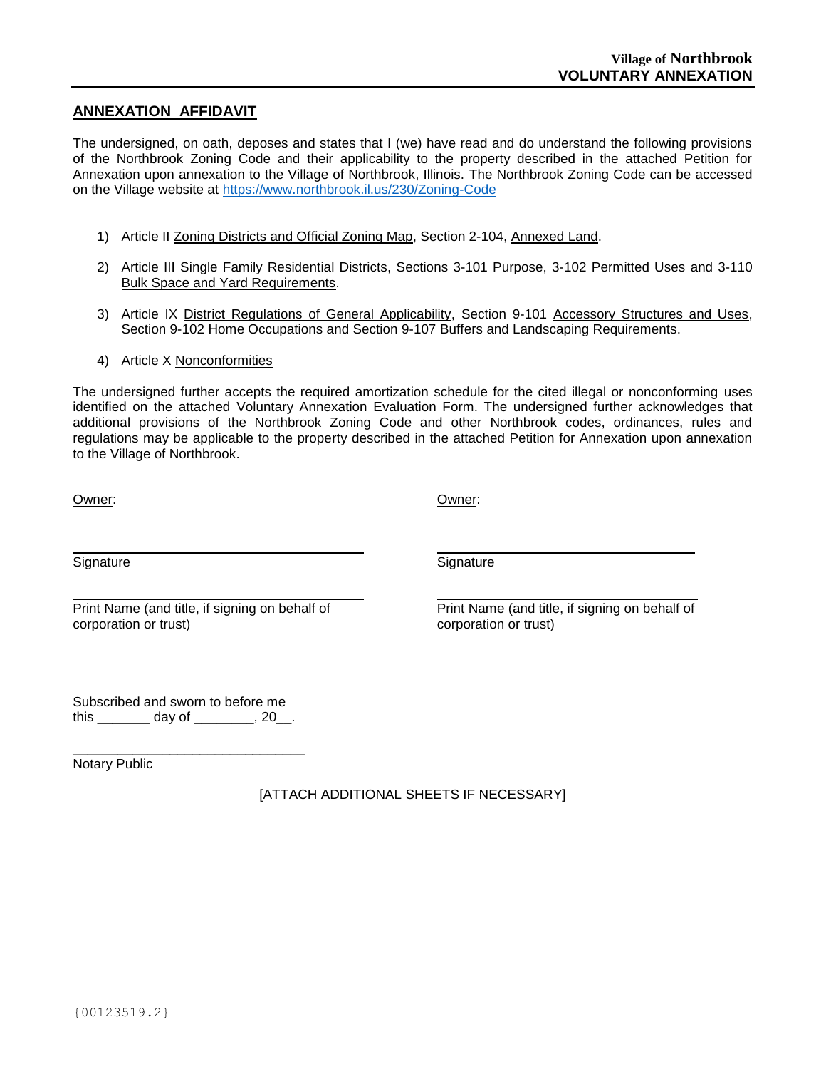## ANNEXATION AFFIDAVIT

The undersigned, on oath, deposes and states that I (we) have read and do understand the following provisions of the Northbrook Zoning Code and their applicability to the property described in the attached Petition for Annexation upon annexation to the Village of Northbrook, Illinois. The Northbrook Zoning Code can be accessed on the Village website at https://www.northbrook.il.us/230/Zoning-Code

1) Article II Zoning Districts and Official Zoning Map, Section 2-104, Annexed Land.

2) Article III Single Family Residential Districts, Sections 3-101 Purpose, 3-102 Permitted Uses and 3-110 Bulk Space and Yard Requirements.

3) Article IX District Regulations of General Applicability, Section 9-101 Accessory Structures and Uses, Section 9-102 Home Occupations and Section 9-107 Buffers and Landscaping Requirements.

4) Article X Nonconformities

The undersigned further accepts the required amortization schedule for the cited illegal or nonconforming uses identified on the attached Voluntary Annexation Evaluation Form. The undersigned further acknowledges that additional provisions of the Northbrook Zoning Code and other Northbrook codes, ordinances, rules and regulations may be applicable to the property described in the attached Petition for Annexation upon annexation to the Village of Northbrook.

Owner:

\_\_\_\_\_\_\_\_\_\_\_\_\_\_\_\_\_\_\_\_\_\_\_\_\_\_\_\_\_\_\_\_\_\_
Signature

\_\_\_\_\_\_\_\_\_\_\_\_\_\_\_\_\_\_\_\_\_\_\_\_\_\_\_\_\_\_\_\_\_\_
Print Name (and title, if signing on behalf of corporation or trust)

Owner:

\_\_\_\_\_\_\_\_\_\_\_\_\_\_\_\_\_\_\_\_\_\_\_\_\_\_\_\_\_\_\_\_\_\_
Signature

\_\_\_\_\_\_\_\_\_\_\_\_\_\_\_\_\_\_\_\_\_\_\_\_\_\_\_\_\_\_\_\_\_\_
Print Name (and title, if signing on behalf of corporation or trust)

Subscribed and sworn to before me
this _______ day of ________, 20__.

\_\_\_\_\_\_\_\_\_\_\_\_\_\_\_\_\_\_\_\_\_\_\_\_\_\_\_\_\_\_\_\_
Notary Public

[ATTACH ADDITIONAL SHEETS IF NECESSARY]

{00123519.2}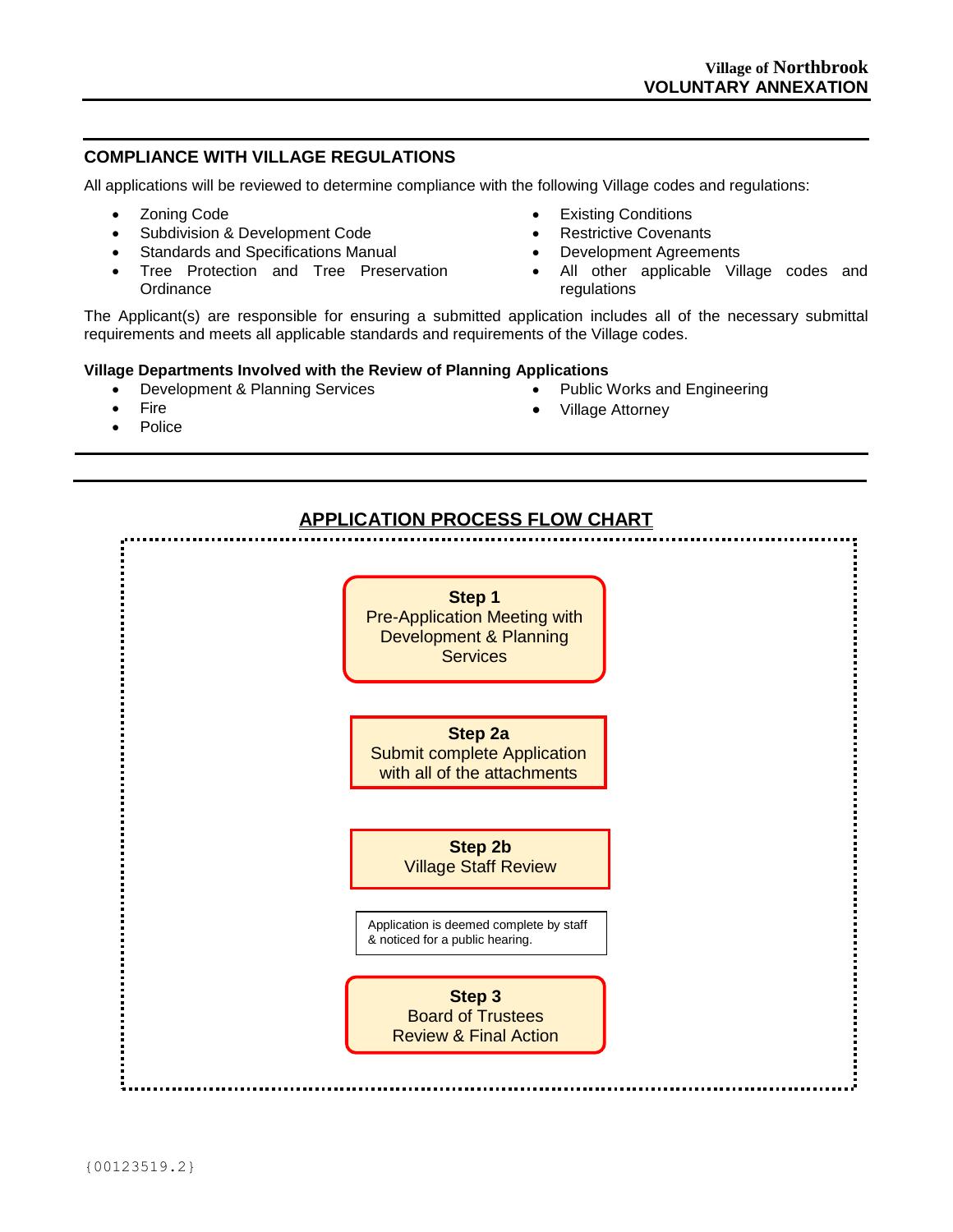## COMPLIANCE WITH VILLAGE REGULATIONS

All applications will be reviewed to determine compliance with the following Village codes and regulations:

- Zoning Code
- Subdivision & Development Code
- Standards and Specifications Manual
- Tree Protection and Tree Preservation Ordinance
- Existing Conditions
- Restrictive Covenants
- Development Agreements
- All other applicable Village codes and regulations

The Applicant(s) are responsible for ensuring a submitted application includes all of the necessary submittal requirements and meets all applicable standards and requirements of the Village codes.

**Village Departments Involved with the Review of Planning Applications**

- Development & Planning Services
- Fire
- Police
- Public Works and Engineering
- Village Attorney

## APPLICATION PROCESS FLOW CHART

**Step 1**
Pre-Application Meeting with Development & Planning Services

**Step 2a**
Submit complete Application with all of the attachments

**Step 2b**
Village Staff Review

Application is deemed complete by staff & noticed for a public hearing.

**Step 3**
Board of Trustees Review & Final Action

{00123519.2}